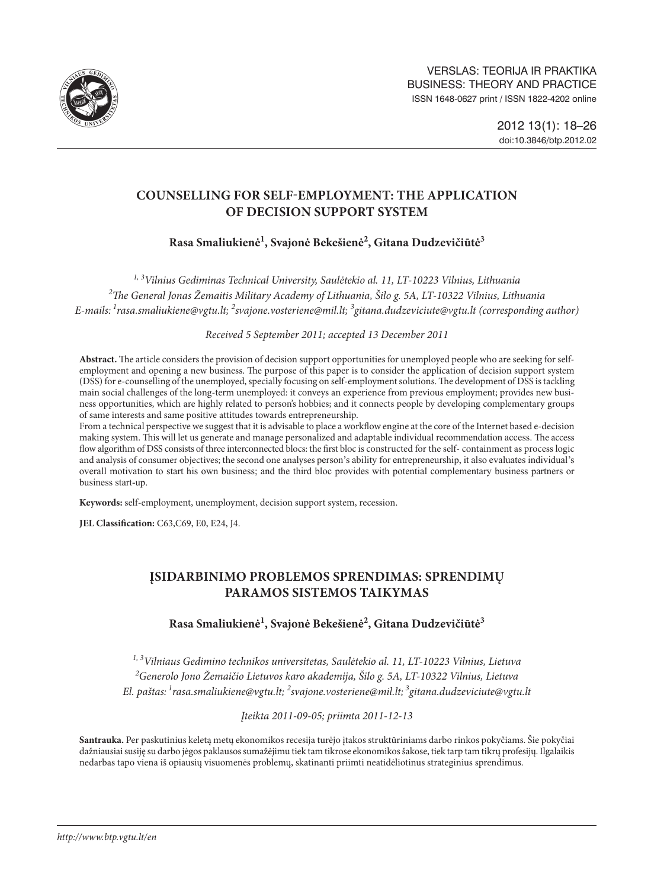VERSLAS: TEORIJA IR PRAKTIKA
BUSINESS: THEORY AND PRACTICE
ISSN 1648-0627 print / ISSN 1822-4202 online

2012 13(1): 18–26
doi:10.3846/btp.2012.02

# COUNSELLING FOR SELF-EMPLOYMENT: THE APPLICATION OF DECISION SUPPORT SYSTEM

**Rasa Smaliukienė[1], Svajonė Bekešienė[2], Gitana Dudzevičiūtė[3]**

*[1, 3]Vilnius Gediminas Technical University, Saulėtekio al. 11, LT-10223 Vilnius, Lithuania*
*[2]The General Jonas Žemaitis Military Academy of Lithuania, Šilo g. 5A, LT-10322 Vilnius, Lithuania*
*E-mails: [1]rasa.smaliukiene@vgtu.lt; [2]svajone.vosteriene@mil.lt; [3]gitana.dudzeviciute@vgtu.lt (corresponding author)*

*Received 5 September 2011; accepted 13 December 2011*

**Abstract.** The article considers the provision of decision support opportunities for unemployed people who are seeking for self-employment and opening a new business. The purpose of this paper is to consider the application of decision support system (DSS) for e-counselling of the unemployed, specially focusing on self-employment solutions. The development of DSS is tackling main social challenges of the long-term unemployed: it conveys an experience from previous employment; provides new business opportunities, which are highly related to person's hobbies; and it connects people by developing complementary groups of same interests and same positive attitudes towards entrepreneurship.
From a technical perspective we suggest that it is advisable to place a workflow engine at the core of the Internet based e-decision making system. This will let us generate and manage personalized and adaptable individual recommendation access. The access flow algorithm of DSS consists of three interconnected blocs: the first bloc is constructed for the self- containment as process logic and analysis of consumer objectives; the second one analyses person's ability for entrepreneurship, it also evaluates individual's overall motivation to start his own business; and the third bloc provides with potential complementary business partners or business start-up.

**Keywords:** self-employment, unemployment, decision support system, recession.

**JEL Classification:** C63,C69, E0, E24, J4.

# ĮSIDARBINIMO PROBLEMOS SPRENDIMAS: SPRENDIMŲ PARAMOS SISTEMOS TAIKYMAS

**Rasa Smaliukienė[1], Svajonė Bekešienė[2], Gitana Dudzevičiūtė[3]**

*[1, 3]Vilniaus Gedimino technikos universitetas, Saulėtekio al. 11, LT-10223 Vilnius, Lietuva*
*[2]Generolo Jono Žemaičio Lietuvos karo akademija, Šilo g. 5A, LT-10322 Vilnius, Lietuva*
*El. paštas: [1]rasa.smaliukiene@vgtu.lt; [2]svajone.vosteriene@mil.lt; [3]gitana.dudzeviciute@vgtu.lt*

*Įteikta 2011-09-05; priimta 2011-12-13*

**Santrauka.** Per paskutinius keletą metų ekonomikos recesija turėjo įtakos struktūriniams darbo rinkos pokyčiams. Šie pokyčiai dažniausiai susiję su darbo jėgos paklausos sumažėjimu tiek tam tikrose ekonomikos šakose, tiek tarp tam tikrų profesijų. Ilgalaikis nedarbas tapo viena iš opiausių visuomenės problemų, skatinanti priimti neatidėliotinus strateginius sprendimus.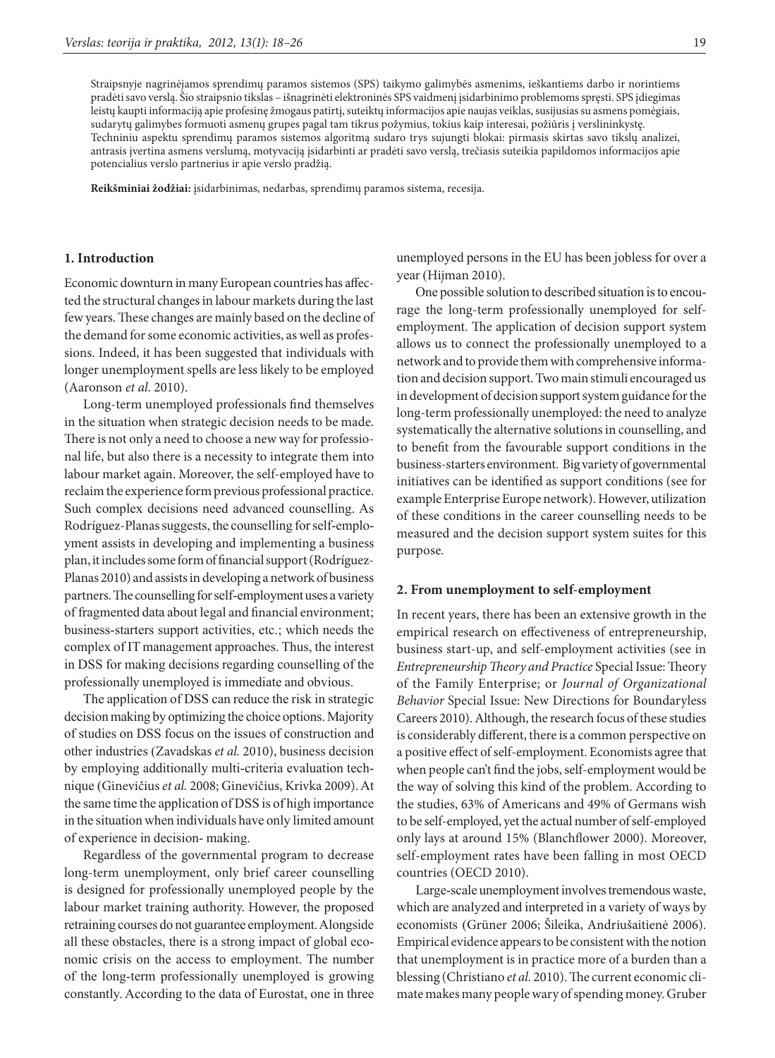Straipsnyje nagrinėjamos sprendimų paramos sistemos (SPS) taikymo galimybės asmenims, ieškantiems darbo ir norintiems pradėti savo verslą. Šio straipsnio tikslas – išnagrinėti elektroninės SPS vaidmenį įsidarbinimo problemoms spręsti. SPS įdiegimas leistų kaupti informaciją apie profesinę žmogaus patirtį, suteiktų informacijos apie naujas veiklas, susijusias su asmens pomėgiais, sudarytų galimybes formuoti asmenų grupes pagal tam tikrus požymius, tokius kaip interesai, požiūris į verslininkystę. Techniniu aspektu sprendimų paramos sistemos algoritmą sudaro trys sujungti blokai: pirmasis skirtas savo tikslų analizei, antrasis įvertina asmens verslumą, motyvaciją įsidarbinti ar pradėti savo verslą, trečiasis suteikia papildomos informacijos apie potencialius verslo partnerius ir apie verslo pradžią.

**Reikšminiai žodžiai:** įsidarbinimas, nedarbas, sprendimų paramos sistema, recesija.

## 1. Introduction

Economic downturn in many European countries has affected the structural changes in labour markets during the last few years. These changes are mainly based on the decline of the demand for some economic activities, as well as professions. Indeed, it has been suggested that individuals with longer unemployment spells are less likely to be employed (Aaronson *et al.* 2010).

Long-term unemployed professionals find themselves in the situation when strategic decision needs to be made. There is not only a need to choose a new way for professional life, but also there is a necessity to integrate them into labour market again. Moreover, the self-employed have to reclaim the experience form previous professional practice. Such complex decisions need advanced counselling. As Rodríguez-Planas suggests, the counselling for self-employment assists in developing and implementing a business plan, it includes some form of financial support (Rodríguez-Planas 2010) and assists in developing a network of business partners. The counselling for self-employment uses a variety of fragmented data about legal and financial environment; business-starters support activities, etc.; which needs the complex of IT management approaches. Thus, the interest in DSS for making decisions regarding counselling of the professionally unemployed is immediate and obvious.

The application of DSS can reduce the risk in strategic decision making by optimizing the choice options. Majority of studies on DSS focus on the issues of construction and other industries (Zavadskas *et al.* 2010), business decision by employing additionally multi-criteria evaluation technique (Ginevičius *et al.* 2008; Ginevičius, Krivka 2009). At the same time the application of DSS is of high importance in the situation when individuals have only limited amount of experience in decision- making.

Regardless of the governmental program to decrease long-term unemployment, only brief career counselling is designed for professionally unemployed people by the labour market training authority. However, the proposed retraining courses do not guarantee employment. Alongside all these obstacles, there is a strong impact of global economic crisis on the access to employment. The number of the long-term professionally unemployed is growing constantly. According to the data of Eurostat, one in three unemployed persons in the EU has been jobless for over a year (Hijman 2010).

One possible solution to described situation is to encourage the long-term professionally unemployed for self-employment. The application of decision support system allows us to connect the professionally unemployed to a network and to provide them with comprehensive information and decision support. Two main stimuli encouraged us in development of decision support system guidance for the long-term professionally unemployed: the need to analyze systematically the alternative solutions in counselling, and to benefit from the favourable support conditions in the business-starters environment. Big variety of governmental initiatives can be identified as support conditions (see for example Enterprise Europe network). However, utilization of these conditions in the career counselling needs to be measured and the decision support system suites for this purpose.

## 2. From unemployment to self-employment

In recent years, there has been an extensive growth in the empirical research on effectiveness of entrepreneurship, business start-up, and self-employment activities (see in *Entrepreneurship Theory and Practice* Special Issue: Theory of the Family Enterprise; or *Journal of Organizational Behavior* Special Issue: New Directions for Boundaryless Careers 2010). Although, the research focus of these studies is considerably different, there is a common perspective on a positive effect of self-employment. Economists agree that when people can't find the jobs, self-employment would be the way of solving this kind of the problem. According to the studies, 63% of Americans and 49% of Germans wish to be self-employed, yet the actual number of self-employed only lays at around 15% (Blanchflower 2000). Moreover, self-employment rates have been falling in most OECD countries (OECD 2010).

Large-scale unemployment involves tremendous waste, which are analyzed and interpreted in a variety of ways by economists (Grüner 2006; Šileika, Andriušaitienė 2006). Empirical evidence appears to be consistent with the notion that unemployment is in practice more of a burden than a blessing (Christiano *et al.* 2010). The current economic climate makes many people wary of spending money. Gruber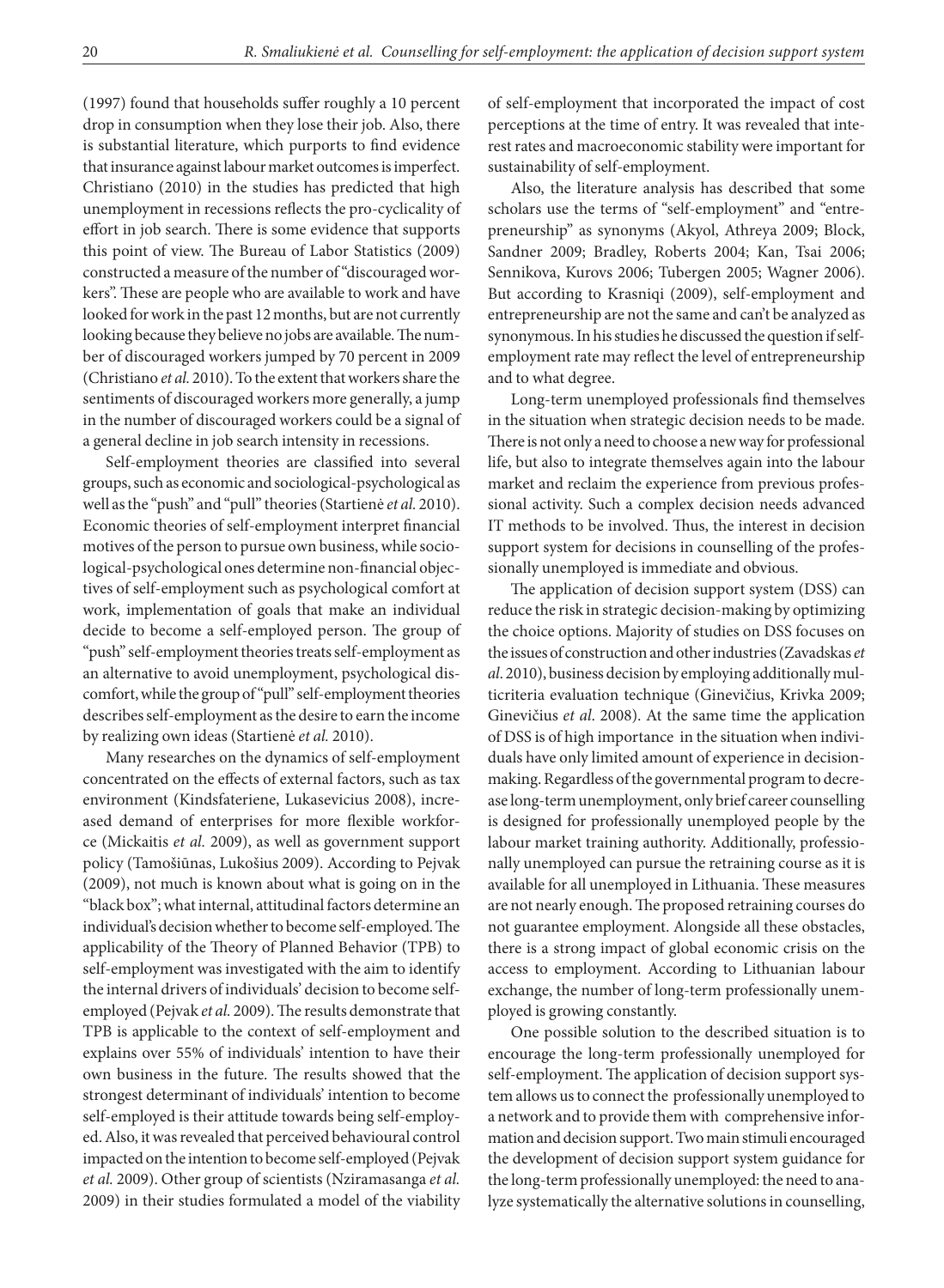(1997) found that households suffer roughly a 10 percent drop in consumption when they lose their job. Also, there is substantial literature, which purports to find evidence that insurance against labour market outcomes is imperfect. Christiano (2010) in the studies has predicted that high unemployment in recessions reflects the pro-cyclicality of effort in job search. There is some evidence that supports this point of view. The Bureau of Labor Statistics (2009) constructed a measure of the number of "discouraged workers". These are people who are available to work and have looked for work in the past 12 months, but are not currently looking because they believe no jobs are available. The number of discouraged workers jumped by 70 percent in 2009 (Christiano *et al.* 2010). To the extent that workers share the sentiments of discouraged workers more generally, a jump in the number of discouraged workers could be a signal of a general decline in job search intensity in recessions.

Self-employment theories are classified into several groups, such as economic and sociological-psychological as well as the "push" and "pull" theories (Startienė *et al.* 2010). Economic theories of self-employment interpret financial motives of the person to pursue own business, while sociological-psychological ones determine non-financial objectives of self-employment such as psychological comfort at work, implementation of goals that make an individual decide to become a self-employed person. The group of "push" self-employment theories treats self-employment as an alternative to avoid unemployment, psychological discomfort, while the group of "pull" self-employment theories describes self-employment as the desire to earn the income by realizing own ideas (Startienė *et al.* 2010).

Many researches on the dynamics of self-employment concentrated on the effects of external factors, such as tax environment (Kindsfateriene, Lukasevicius 2008), increased demand of enterprises for more flexible workforce (Mickaitis *et al.* 2009), as well as government support policy (Tamošiūnas, Lukošius 2009). According to Pejvak (2009), not much is known about what is going on in the "black box"; what internal, attitudinal factors determine an individual's decision whether to become self-employed. The applicability of the Theory of Planned Behavior (TPB) to self-employment was investigated with the aim to identify the internal drivers of individuals' decision to become self-employed (Pejvak *et al.* 2009). The results demonstrate that TPB is applicable to the context of self-employment and explains over 55% of individuals' intention to have their own business in the future. The results showed that the strongest determinant of individuals' intention to become self-employed is their attitude towards being self-employed. Also, it was revealed that perceived behavioural control impacted on the intention to become self-employed (Pejvak *et al.* 2009). Other group of scientists (Nziramasanga *et al.* 2009) in their studies formulated a model of the viability of self-employment that incorporated the impact of cost perceptions at the time of entry. It was revealed that interest rates and macroeconomic stability were important for sustainability of self-employment.

Also, the literature analysis has described that some scholars use the terms of "self-employment" and "entrepreneurship" as synonyms (Akyol, Athreya 2009; Block, Sandner 2009; Bradley, Roberts 2004; Kan, Tsai 2006; Sennikova, Kurovs 2006; Tubergen 2005; Wagner 2006). But according to Krasniqi (2009), self-employment and entrepreneurship are not the same and can't be analyzed as synonymous. In his studies he discussed the question if self-employment rate may reflect the level of entrepreneurship and to what degree.

Long-term unemployed professionals find themselves in the situation when strategic decision needs to be made. There is not only a need to choose a new way for professional life, but also to integrate themselves again into the labour market and reclaim the experience from previous professional activity. Such a complex decision needs advanced IT methods to be involved. Thus, the interest in decision support system for decisions in counselling of the professionally unemployed is immediate and obvious.

The application of decision support system (DSS) can reduce the risk in strategic decision-making by optimizing the choice options. Majority of studies on DSS focuses on the issues of construction and other industries (Zavadskas *et al.* 2010), business decision by employing additionally multicriteria evaluation technique (Ginevičius, Krivka 2009; Ginevičius *et al.* 2008). At the same time the application of DSS is of high importance in the situation when individuals have only limited amount of experience in decision-making. Regardless of the governmental program to decrease long-term unemployment, only brief career counselling is designed for professionally unemployed people by the labour market training authority. Additionally, professionally unemployed can pursue the retraining course as it is available for all unemployed in Lithuania. These measures are not nearly enough. The proposed retraining courses do not guarantee employment. Alongside all these obstacles, there is a strong impact of global economic crisis on the access to employment. According to Lithuanian labour exchange, the number of long-term professionally unemployed is growing constantly.

One possible solution to the described situation is to encourage the long-term professionally unemployed for self-employment. The application of decision support system allows us to connect the professionally unemployed to a network and to provide them with comprehensive information and decision support. Two main stimuli encouraged the development of decision support system guidance for the long-term professionally unemployed: the need to analyze systematically the alternative solutions in counselling,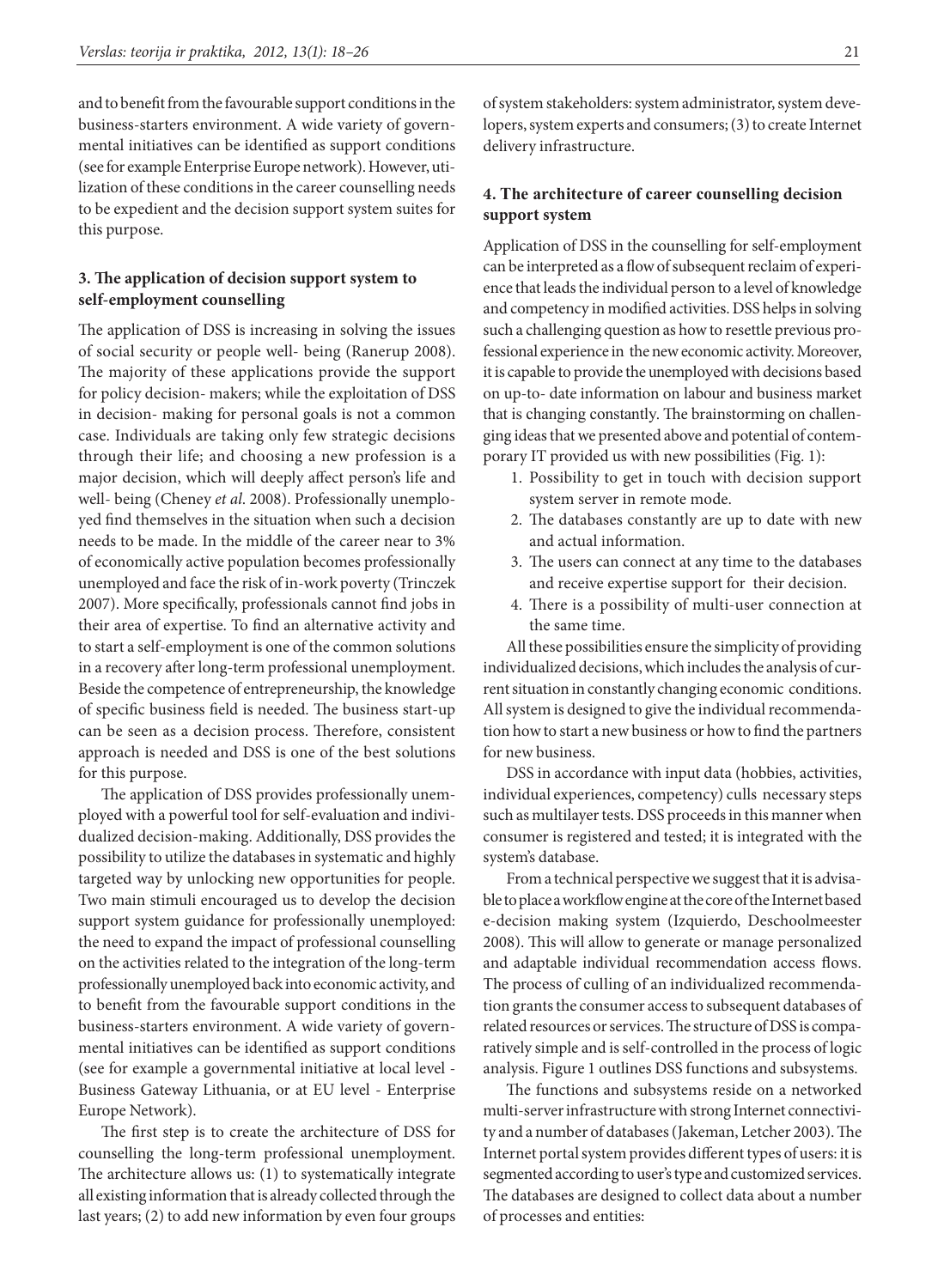and to benefit from the favourable support conditions in the business-starters environment. A wide variety of governmental initiatives can be identified as support conditions (see for example Enterprise Europe network). However, utilization of these conditions in the career counselling needs to be expedient and the decision support system suites for this purpose.

## 3. The application of decision support system to self-employment counselling

The application of DSS is increasing in solving the issues of social security or people well- being (Ranerup 2008). The majority of these applications provide the support for policy decision- makers; while the exploitation of DSS in decision- making for personal goals is not a common case. Individuals are taking only few strategic decisions through their life; and choosing a new profession is a major decision, which will deeply affect person's life and well- being (Cheney *et al.* 2008). Professionally unemployed find themselves in the situation when such a decision needs to be made. In the middle of the career near to 3% of economically active population becomes professionally unemployed and face the risk of in-work poverty (Trinczek 2007). More specifically, professionals cannot find jobs in their area of expertise. To find an alternative activity and to start a self-employment is one of the common solutions in a recovery after long-term professional unemployment. Beside the competence of entrepreneurship, the knowledge of specific business field is needed. The business start-up can be seen as a decision process. Therefore, consistent approach is needed and DSS is one of the best solutions for this purpose.

The application of DSS provides professionally unemployed with a powerful tool for self-evaluation and individualized decision-making. Additionally, DSS provides the possibility to utilize the databases in systematic and highly targeted way by unlocking new opportunities for people. Two main stimuli encouraged us to develop the decision support system guidance for professionally unemployed: the need to expand the impact of professional counselling on the activities related to the integration of the long-term professionally unemployed back into economic activity, and to benefit from the favourable support conditions in the business-starters environment. A wide variety of governmental initiatives can be identified as support conditions (see for example a governmental initiative at local level - Business Gateway Lithuania, or at EU level - Enterprise Europe Network).

The first step is to create the architecture of DSS for counselling the long-term professional unemployment. The architecture allows us: (1) to systematically integrate all existing information that is already collected through the last years; (2) to add new information by even four groups of system stakeholders: system administrator, system developers, system experts and consumers; (3) to create Internet delivery infrastructure.

## 4. The architecture of career counselling decision support system

Application of DSS in the counselling for self-employment can be interpreted as a flow of subsequent reclaim of experience that leads the individual person to a level of knowledge and competency in modified activities. DSS helps in solving such a challenging question as how to resettle previous professional experience in the new economic activity. Moreover, it is capable to provide the unemployed with decisions based on up-to- date information on labour and business market that is changing constantly. The brainstorming on challenging ideas that we presented above and potential of contemporary IT provided us with new possibilities (Fig. 1):

1. Possibility to get in touch with decision support system server in remote mode.
2. The databases constantly are up to date with new and actual information.
3. The users can connect at any time to the databases and receive expertise support for their decision.
4. There is a possibility of multi-user connection at the same time.

All these possibilities ensure the simplicity of providing individualized decisions, which includes the analysis of current situation in constantly changing economic conditions. All system is designed to give the individual recommendation how to start a new business or how to find the partners for new business.

DSS in accordance with input data (hobbies, activities, individual experiences, competency) culls necessary steps such as multilayer tests. DSS proceeds in this manner when consumer is registered and tested; it is integrated with the system's database.

From a technical perspective we suggest that it is advisable to place a workflow engine at the core of the Internet based e-decision making system (Izquierdo, Deschoolmeester 2008). This will allow to generate or manage personalized and adaptable individual recommendation access flows. The process of culling of an individualized recommendation grants the consumer access to subsequent databases of related resources or services. The structure of DSS is comparatively simple and is self-controlled in the process of logic analysis. Figure 1 outlines DSS functions and subsystems.

The functions and subsystems reside on a networked multi-server infrastructure with strong Internet connectivity and a number of databases (Jakeman, Letcher 2003). The Internet portal system provides different types of users: it is segmented according to user's type and customized services. The databases are designed to collect data about a number of processes and entities: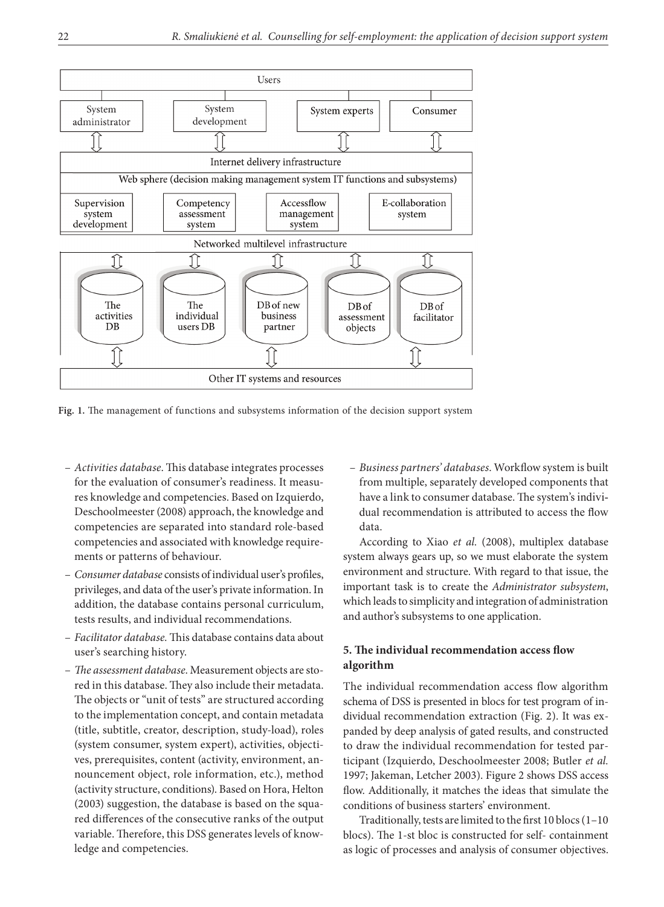Fig. 1. The management of functions and subsystems information of the decision support system

- *Activities database*. This database integrates processes for the evaluation of consumer's readiness. It measures knowledge and competencies. Based on Izquierdo, Deschoolmeester (2008) approach, the knowledge and competencies are separated into standard role-based competencies and associated with knowledge requirements or patterns of behaviour.
- *Consumer database* consists of individual user's profiles, privileges, and data of the user's private information. In addition, the database contains personal curriculum, tests results, and individual recommendations.
- *Facilitator database.* This database contains data about user's searching history.
- *The assessment database*. Measurement objects are stored in this database. They also include their metadata. The objects or "unit of tests" are structured according to the implementation concept, and contain metadata (title, subtitle, creator, description, study-load), roles (system consumer, system expert), activities, objectives, prerequisites, content (activity, environment, announcement object, role information, etc.), method (activity structure, conditions). Based on Hora, Helton (2003) suggestion, the database is based on the squared differences of the consecutive ranks of the output variable. Therefore, this DSS generates levels of knowledge and competencies.
- *Business partners' databases*. Workflow system is built from multiple, separately developed components that have a link to consumer database. The system's individual recommendation is attributed to access the flow data.

According to Xiao *et al.* (2008), multiplex database system always gears up, so we must elaborate the system environment and structure. With regard to that issue, the important task is to create the *Administrator subsystem*, which leads to simplicity and integration of administration and author's subsystems to one application.

## 5. The individual recommendation access flow algorithm

The individual recommendation access flow algorithm schema of DSS is presented in blocs for test program of individual recommendation extraction (Fig. 2). It was expanded by deep analysis of gated results, and constructed to draw the individual recommendation for tested participant (Izquierdo, Deschoolmeester 2008; Butler *et al.* 1997; Jakeman, Letcher 2003). Figure 2 shows DSS access flow. Additionally, it matches the ideas that simulate the conditions of business starters' environment.

Traditionally, tests are limited to the first 10 blocs (1–10 blocs). The 1-st bloc is constructed for self- containment as logic of processes and analysis of consumer objectives.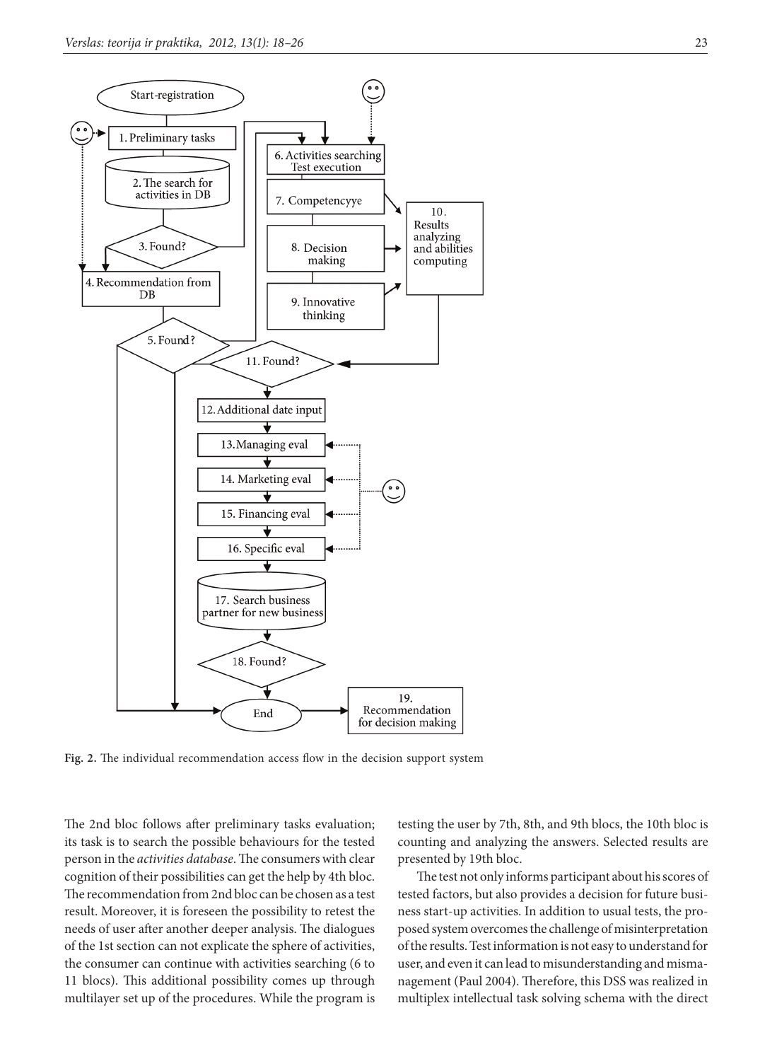Fig. 2. The individual recommendation access flow in the decision support system

The 2nd bloc follows after preliminary tasks evaluation; its task is to search the possible behaviours for the tested person in the *activities database*. The consumers with clear cognition of their possibilities can get the help by 4th bloc. The recommendation from 2nd bloc can be chosen as a test result. Moreover, it is foreseen the possibility to retest the needs of user after another deeper analysis. The dialogues of the 1st section can not explicate the sphere of activities, the consumer can continue with activities searching (6 to 11 blocs). This additional possibility comes up through multilayer set up of the procedures. While the program is testing the user by 7th, 8th, and 9th blocs, the 10th bloc is counting and analyzing the answers. Selected results are presented by 19th bloc.

The test not only informs participant about his scores of tested factors, but also provides a decision for future business start-up activities. In addition to usual tests, the proposed system overcomes the challenge of misinterpretation of the results. Test information is not easy to understand for user, and even it can lead to misunderstanding and mismanagement (Paul 2004). Therefore, this DSS was realized in multiplex intellectual task solving schema with the direct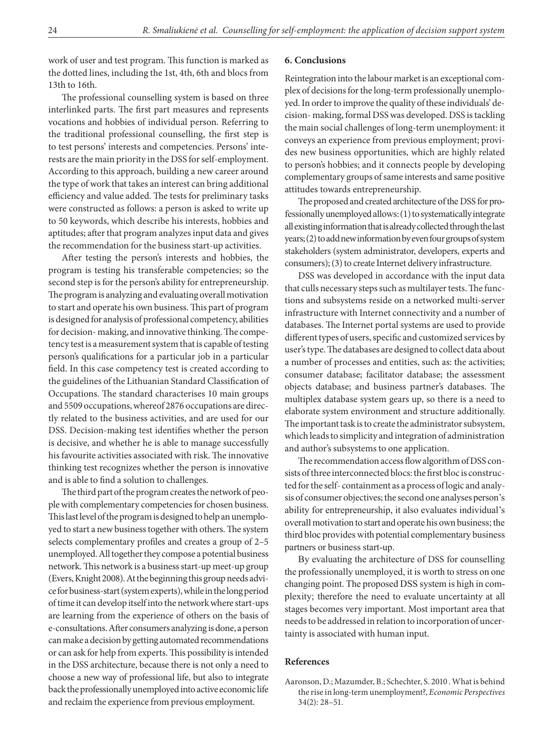work of user and test program. This function is marked as the dotted lines, including the 1st, 4th, 6th and blocs from 13th to 16th.

The professional counselling system is based on three interlinked parts. The first part measures and represents vocations and hobbies of individual person. Referring to the traditional professional counselling, the first step is to test persons' interests and competencies. Persons' interests are the main priority in the DSS for self-employment. According to this approach, building a new career around the type of work that takes an interest can bring additional efficiency and value added. The tests for preliminary tasks were constructed as follows: a person is asked to write up to 50 keywords, which describe his interests, hobbies and aptitudes; after that program analyzes input data and gives the recommendation for the business start-up activities.

After testing the person's interests and hobbies, the program is testing his transferable competencies; so the second step is for the person's ability for entrepreneurship. The program is analyzing and evaluating overall motivation to start and operate his own business. This part of program is designed for analysis of professional competency, abilities for decision- making, and innovative thinking. The competency test is a measurement system that is capable of testing person's qualifications for a particular job in a particular field. In this case competency test is created according to the guidelines of the Lithuanian Standard Classification of Occupations. The standard characterises 10 main groups and 5509 occupations, whereof 2876 occupations are directly related to the business activities, and are used for our DSS. Decision-making test identifies whether the person is decisive, and whether he is able to manage successfully his favourite activities associated with risk. The innovative thinking test recognizes whether the person is innovative and is able to find a solution to challenges.

The third part of the program creates the network of people with complementary competencies for chosen business. This last level of the program is designed to help an unemployed to start a new business together with others. The system selects complementary profiles and creates a group of 2–5 unemployed. All together they compose a potential business network. This network is a business start-up meet-up group (Evers, Knight 2008). At the beginning this group needs advice for business-start (system experts), while in the long period of time it can develop itself into the network where start-ups are learning from the experience of others on the basis of e-consultations. After consumers analyzing is done, a person can make a decision by getting automated recommendations or can ask for help from experts. This possibility is intended in the DSS architecture, because there is not only a need to choose a new way of professional life, but also to integrate back the professionally unemployed into active economic life and reclaim the experience from previous employment.

## 6. Conclusions

Reintegration into the labour market is an exceptional complex of decisions for the long-term professionally unemployed. In order to improve the quality of these individuals' decision- making, formal DSS was developed. DSS is tackling the main social challenges of long-term unemployment: it conveys an experience from previous employment; provides new business opportunities, which are highly related to person's hobbies; and it connects people by developing complementary groups of same interests and same positive attitudes towards entrepreneurship.

The proposed and created architecture of the DSS for professionally unemployed allows: (1) to systematically integrate all existing information that is already collected through the last years; (2) to add new information by even four groups of system stakeholders (system administrator, developers, experts and consumers); (3) to create Internet delivery infrastructure.

DSS was developed in accordance with the input data that culls necessary steps such as multilayer tests. The functions and subsystems reside on a networked multi-server infrastructure with Internet connectivity and a number of databases. The Internet portal systems are used to provide different types of users, specific and customized services by user's type. The databases are designed to collect data about a number of processes and entities, such as: the activities; consumer database; facilitator database; the assessment objects database; and business partner's databases. The multiplex database system gears up, so there is a need to elaborate system environment and structure additionally. The important task is to create the administrator subsystem, which leads to simplicity and integration of administration and author's subsystems to one application.

The recommendation access flow algorithm of DSS consists of three interconnected blocs: the first bloc is constructed for the self- containment as a process of logic and analysis of consumer objectives; the second one analyses person's ability for entrepreneurship, it also evaluates individual's overall motivation to start and operate his own business; the third bloc provides with potential complementary business partners or business start-up.

By evaluating the architecture of DSS for counselling the professionally unemployed, it is worth to stress on one changing point. The proposed DSS system is high in complexity; therefore the need to evaluate uncertainty at all stages becomes very important. Most important area that needs to be addressed in relation to incorporation of uncertainty is associated with human input.

## References

Aaronson, D.; Mazumder, B.; Schechter, S. 2010 . What is behind the rise in long-term unemployment?, *Economic Perspectives* 34(2): 28–51.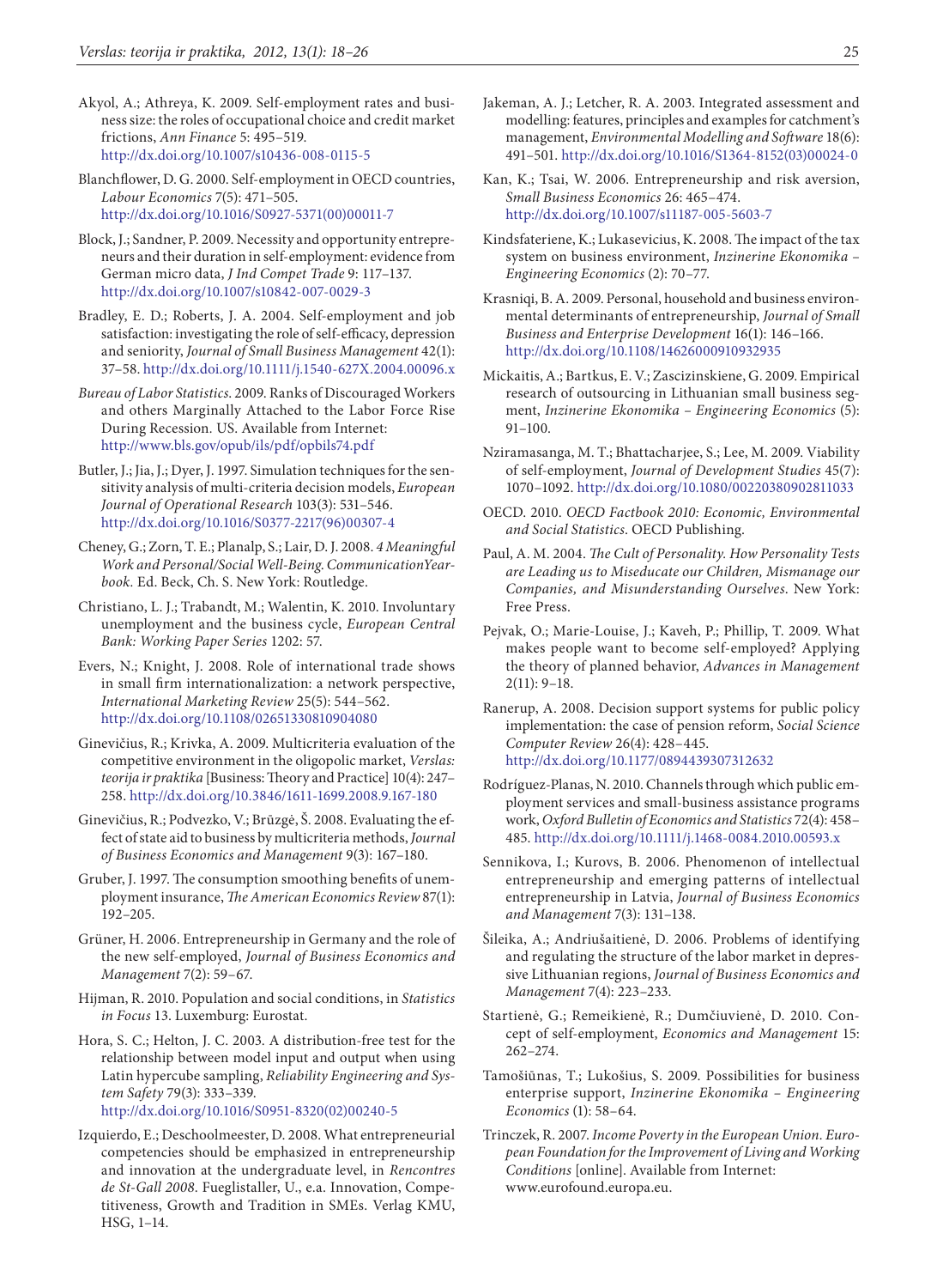Akyol, A.; Athreya, K. 2009. Self-employment rates and business size: the roles of occupational choice and credit market frictions, *Ann Finance* 5: 495–519. http://dx.doi.org/10.1007/s10436-008-0115-5

Blanchflower, D. G. 2000. Self-employment in OECD countries, *Labour Economics* 7(5): 471–505. http://dx.doi.org/10.1016/S0927-5371(00)00011-7

Block, J.; Sandner, P. 2009. Necessity and opportunity entrepreneurs and their duration in self-employment: evidence from German micro data, *J Ind Compet Trade* 9: 117–137. http://dx.doi.org/10.1007/s10842-007-0029-3

Bradley, E. D.; Roberts, J. A. 2004. Self-employment and job satisfaction: investigating the role of self-efficacy, depression and seniority, *Journal of Small Business Management* 42(1): 37–58. http://dx.doi.org/10.1111/j.1540-627X.2004.00096.x

*Bureau of Labor Statistics*. 2009. Ranks of Discouraged Workers and others Marginally Attached to the Labor Force Rise During Recession. US. Available from Internet: http://www.bls.gov/opub/ils/pdf/opbils74.pdf

Butler, J.; Jia, J.; Dyer, J. 1997. Simulation techniques for the sensitivity analysis of multi-criteria decision models, *European Journal of Operational Research* 103(3): 531–546. http://dx.doi.org/10.1016/S0377-2217(96)00307-4

Cheney, G.; Zorn, T. E.; Planalp, S.; Lair, D. J. 2008. *4 Meaningful Work and Personal/Social Well-Being. CommunicationYearbook*. Ed. Beck, Ch. S. New York: Routledge.

Christiano, L. J.; Trabandt, M.; Walentin, K. 2010. Involuntary unemployment and the business cycle, *European Central Bank: Working Paper Series* 1202: 57.

Evers, N.; Knight, J. 2008. Role of international trade shows in small firm internationalization: a network perspective, *International Marketing Review* 25(5): 544–562. http://dx.doi.org/10.1108/02651330810904080

Ginevičius, R.; Krivka, A. 2009. Multicriteria evaluation of the competitive environment in the oligopolic market, *Verslas: teorija ir praktika* [Business: Theory and Practice] 10(4): 247–258. http://dx.doi.org/10.3846/1611-1699.2008.9.167-180

Ginevičius, R.; Podvezko, V.; Brūzgė, Š. 2008. Evaluating the effect of state aid to business by multicriteria methods, *Journal of Business Economics and Management* 9(3): 167–180.

Gruber, J. 1997. The consumption smoothing benefits of unemployment insurance, *The American Economics Review* 87(1): 192–205.

Grüner, H. 2006. Entrepreneurship in Germany and the role of the new self-employed, *Journal of Business Economics and Management* 7(2): 59–67.

Hijman, R. 2010. Population and social conditions, in *Statistics in Focus* 13. Luxemburg: Eurostat.

Hora, S. C.; Helton, J. C. 2003. A distribution-free test for the relationship between model input and output when using Latin hypercube sampling, *Reliability Engineering and System Safety* 79(3): 333–339. http://dx.doi.org/10.1016/S0951-8320(02)00240-5

Izquierdo, E.; Deschoolmeester, D. 2008. What entrepreneurial competencies should be emphasized in entrepreneurship and innovation at the undergraduate level, in *Rencontres de St-Gall 2008*. Fueglistaller, U., e.a. Innovation, Competitiveness, Growth and Tradition in SMEs. Verlag KMU, HSG, 1–14.

Jakeman, A. J.; Letcher, R. A. 2003. Integrated assessment and modelling: features, principles and examples for catchment's management, *Environmental Modelling and Software* 18(6): 491–501. http://dx.doi.org/10.1016/S1364-8152(03)00024-0

Kan, K.; Tsai, W. 2006. Entrepreneurship and risk aversion, *Small Business Economics* 26: 465–474. http://dx.doi.org/10.1007/s11187-005-5603-7

Kindsfateriene, K.; Lukasevicius, K. 2008. The impact of the tax system on business environment, *Inzinerine Ekonomika – Engineering Economics* (2): 70–77.

Krasniqi, B. A. 2009. Personal, household and business environmental determinants of entrepreneurship, *Journal of Small Business and Enterprise Development* 16(1): 146–166. http://dx.doi.org/10.1108/14626000910932935

Mickaitis, A.; Bartkus, E. V.; Zascizinskiene, G. 2009. Empirical research of outsourcing in Lithuanian small business segment, *Inzinerine Ekonomika – Engineering Economics* (5): 91–100.

Nziramasanga, M. T.; Bhattacharjee, S.; Lee, M. 2009. Viability of self-employment, *Journal of Development Studies* 45(7): 1070–1092. http://dx.doi.org/10.1080/00220380902811033

OECD. 2010. *OECD Factbook 2010: Economic, Environmental and Social Statistics*. OECD Publishing.

Paul, A. M. 2004. *The Cult of Personality. How Personality Tests are Leading us to Miseducate our Children, Mismanage our Companies, and Misunderstanding Ourselves*. New York: Free Press.

Pejvak, O.; Marie-Louise, J.; Kaveh, P.; Phillip, T. 2009. What makes people want to become self-employed? Applying the theory of planned behavior, *Advances in Management* 2(11): 9–18.

Ranerup, A. 2008. Decision support systems for public policy implementation: the case of pension reform, *Social Science Computer Review* 26(4): 428–445. http://dx.doi.org/10.1177/0894439307312632

Rodríguez-Planas, N. 2010. Channels through which public employment services and small-business assistance programs work, *Oxford Bulletin of Economics and Statistics* 72(4): 458–485. http://dx.doi.org/10.1111/j.1468-0084.2010.00593.x

Sennikova, I.; Kurovs, B. 2006. Phenomenon of intellectual entrepreneurship and emerging patterns of intellectual entrepreneurship in Latvia, *Journal of Business Economics and Management* 7(3): 131–138.

Šileika, A.; Andriušaitienė, D. 2006. Problems of identifying and regulating the structure of the labor market in depressive Lithuanian regions, *Journal of Business Economics and Management* 7(4): 223–233.

Startienė, G.; Remeikienė, R.; Dumčiuvienė, D. 2010. Concept of self-employment, *Economics and Management* 15: 262–274.

Tamošiūnas, T.; Lukošius, S. 2009. Possibilities for business enterprise support, *Inzinerine Ekonomika – Engineering Economics* (1): 58–64.

Trinczek, R. 2007. *Income Poverty in the European Union. European Foundation for the Improvement of Living and Working Conditions* [online]. Available from Internet: www.eurofound.europa.eu.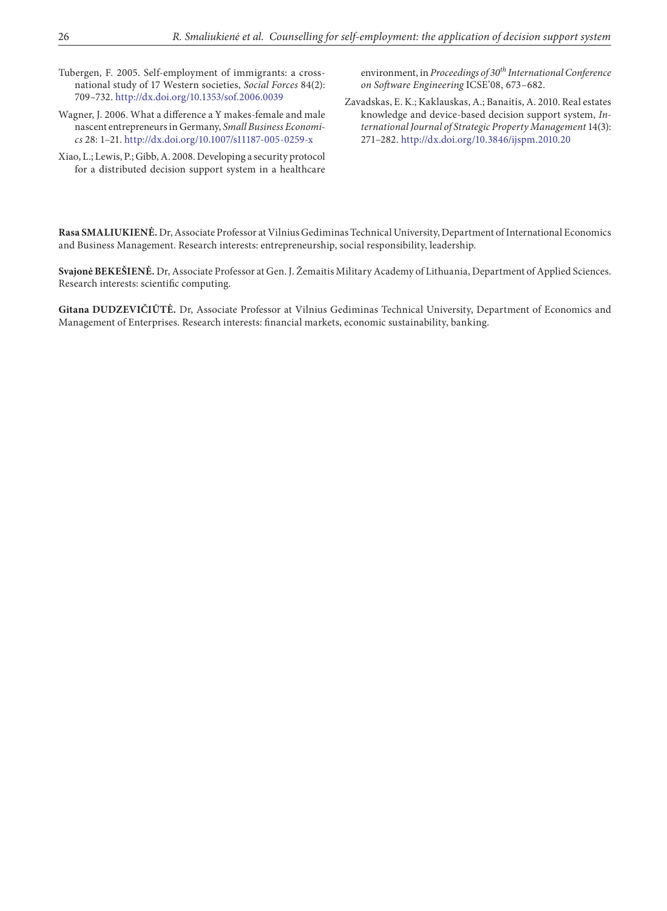Tubergen, F. 2005. Self-employment of immigrants: a cross-national study of 17 Western societies, *Social Forces* 84(2): 709–732. http://dx.doi.org/10.1353/sof.2006.0039

Wagner, J. 2006. What a difference a Y makes-female and male nascent entrepreneurs in Germany, *Small Business Economics* 28: 1–21. http://dx.doi.org/10.1007/s11187-005-0259-x

Xiao, L.; Lewis, P.; Gibb, A. 2008. Developing a security protocol for a distributed decision support system in a healthcare environment, in *Proceedings of 30th International Conference on Software Engineering* ICSE'08, 673–682.

Zavadskas, E. K.; Kaklauskas, A.; Banaitis, A. 2010. Real estates knowledge and device-based decision support system, *International Journal of Strategic Property Management* 14(3): 271–282. http://dx.doi.org/10.3846/ijspm.2010.20

**Rasa SMALIUKIENĖ.** Dr, Associate Professor at Vilnius Gediminas Technical University, Department of International Economics and Business Management. Research interests: entrepreneurship, social responsibility, leadership.

**Svajonė BEKEŠIENĖ.** Dr, Associate Professor at Gen. J. Žemaitis Military Academy of Lithuania, Department of Applied Sciences. Research interests: scientific computing.

**Gitana DUDZEVIČIŪTĖ.** Dr, Associate Professor at Vilnius Gediminas Technical University, Department of Economics and Management of Enterprises. Research interests: financial markets, economic sustainability, banking.